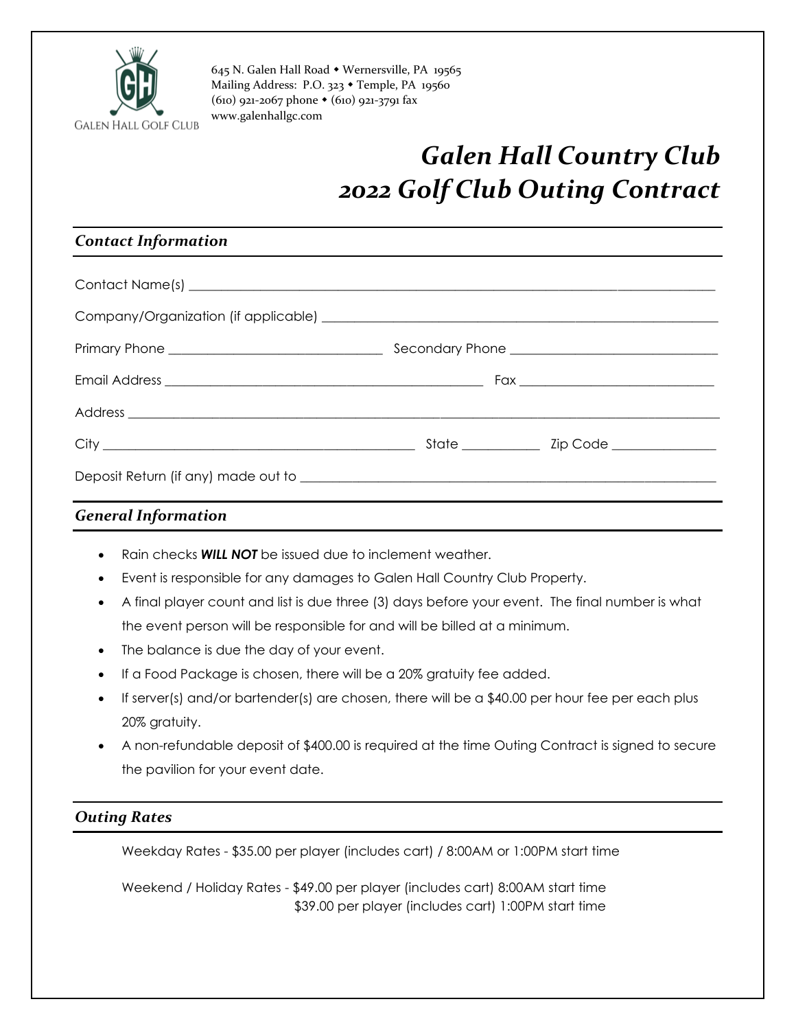645 N. Galen Hall Road • Wernersville, PA 19565
Mailing Address: P.O. 323 • Temple, PA 19560
(610) 921-2067 phone • (610) 921-3791 fax
www.galenhallgc.com

# *Galen Hall Country Club*
# *2022 Golf Club Outing Contract*

## *Contact Information*

Contact Name(s) ______________________________________________________________

Company/Organization (if applicable) ________________________________________

Primary Phone ____________________ Secondary Phone ____________________

Email Address ______________________________ Fax ____________________

Address ______________________________________________________________

City ______________________________ State __________ Zip Code ______________

Deposit Return (if any) made out to __________________________________________

## *General Information*

- Rain checks ***WILL NOT*** be issued due to inclement weather.
- Event is responsible for any damages to Galen Hall Country Club Property.
- A final player count and list is due three (3) days before your event. The final number is what the event person will be responsible for and will be billed at a minimum.
- The balance is due the day of your event.
- If a Food Package is chosen, there will be a 20% gratuity fee added.
- If server(s) and/or bartender(s) are chosen, there will be a $40.00 per hour fee per each plus 20% gratuity.
- A non-refundable deposit of $400.00 is required at the time Outing Contract is signed to secure the pavilion for your event date.

## *Outing Rates*

Weekday Rates - $35.00 per player (includes cart) / 8:00AM or 1:00PM start time

Weekend / Holiday Rates - $49.00 per player (includes cart) 8:00AM start time
$39.00 per player (includes cart) 1:00PM start time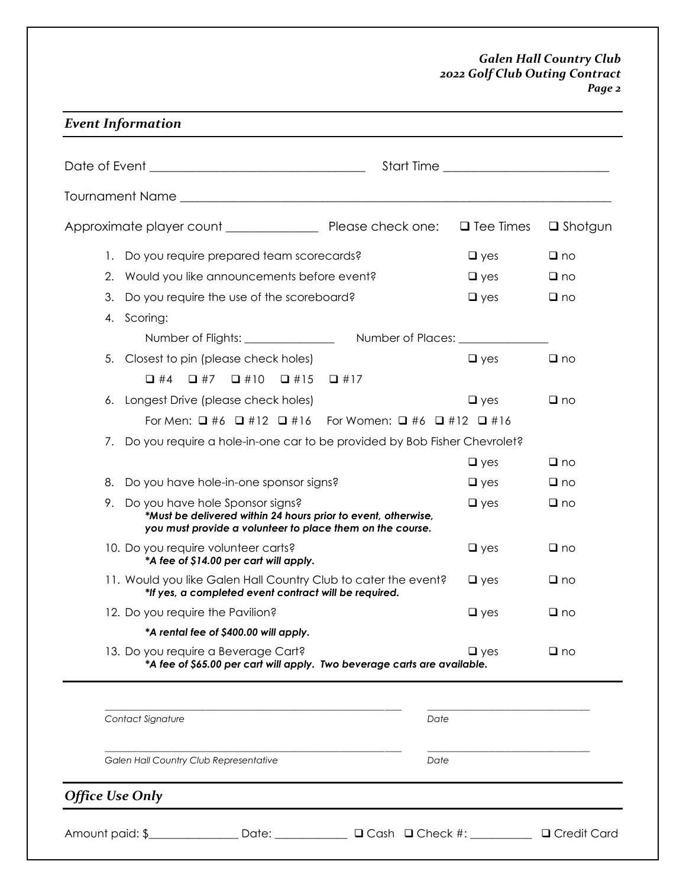## *Event Information*

Date of Event ______________________________ Start Time ______________________

Tournament Name ______________________________________________________________

Approximate player count ______________ Please check one: ❑ Tee Times ❑ Shotgun

1. Do you require prepared team scorecards? ❑ yes ❑ no
2. Would you like announcements before event? ❑ yes ❑ no
3. Do you require the use of the scoreboard? ❑ yes ❑ no
4. Scoring:

   Number of Flights: _______________ Number of Places: _______________

5. Closest to pin (please check holes) ❑ yes ❑ no

   ❑ #4 ❑ #7 ❑ #10 ❑ #15 ❑ #17

6. Longest Drive (please check holes) ❑ yes ❑ no

   For Men: ❑ #6 ❑ #12 ❑ #16 For Women: ❑ #6 ❑ #12 ❑ #16

7. Do you require a hole-in-one car to be provided by Bob Fisher Chevrolet?

   ❑ yes ❑ no

8. Do you have hole-in-one sponsor signs? ❑ yes ❑ no
9. Do you have hole Sponsor signs? ❑ yes ❑ no

   ***Must be delivered within 24 hours prior to event, otherwise, you must provide a volunteer to place them on the course.***

10. Do you require volunteer carts? ❑ yes ❑ no

    ***A fee of $14.00 per cart will apply.***

11. Would you like Galen Hall Country Club to cater the event? ❑ yes ❑ no

    ***If yes, a completed event contract will be required.***

12. Do you require the Pavilion? ❑ yes ❑ no

    ***A rental fee of $400.00 will apply.***

13. Do you require a Beverage Cart? ❑ yes ❑ no

    ***A fee of $65.00 per cart will apply. Two beverage carts are available.***

_______________________________________________ _________________________

*Contact Signature* *Date*

_______________________________________________ _________________________

*Galen Hall Country Club Representative* *Date*

## *Office Use Only*

Amount paid: $_______________ Date: ____________ ❑ Cash ❑ Check #: __________ ❑ Credit Card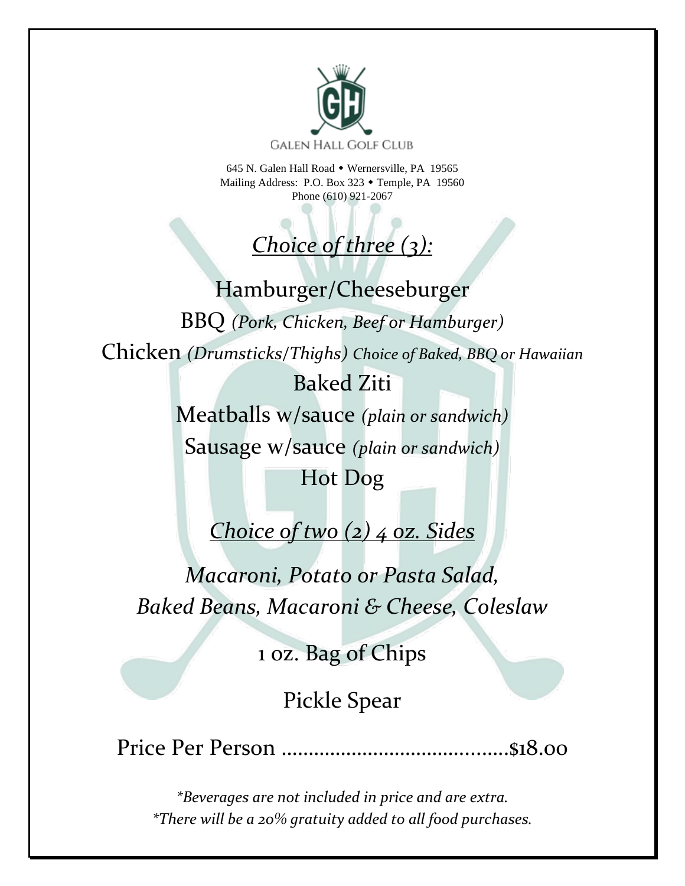GALEN HALL GOLF CLUB

645 N. Galen Hall Road • Wernersville, PA 19565
Mailing Address: P.O. Box 323 • Temple, PA 19560
Phone (610) 921-2067

## *Choice of three (3):*

Hamburger/Cheeseburger

BBQ *(Pork, Chicken, Beef or Hamburger)*

Chicken *(Drumsticks/Thighs) Choice of Baked, BBQ or Hawaiian*

Baked Ziti

Meatballs w/sauce *(plain or sandwich)*

Sausage w/sauce *(plain or sandwich)*

Hot Dog

## *Choice of two (2) 4 oz. Sides*

*Macaroni, Potato or Pasta Salad,*
*Baked Beans, Macaroni & Cheese, Coleslaw*

1 oz. Bag of Chips

Pickle Spear

Price Per Person ..........................................$18.00

*\*Beverages are not included in price and are extra.*
*\*There will be a 20% gratuity added to all food purchases.*